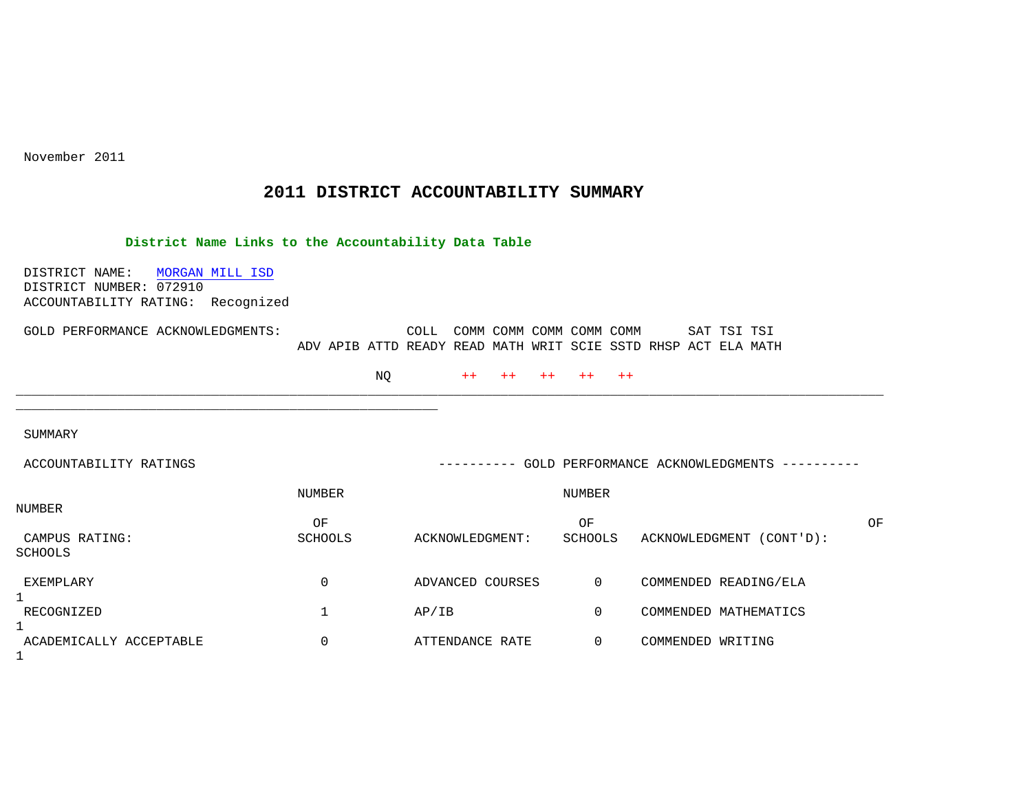November 2011

# 2011 DISTRICT ACCOUNTABILITY SUMMARY

**District Name Links to the Accountability Data Table**

DISTRICT NAME: MORGAN MILL ISD
DISTRICT NUMBER: 072910
ACCOUNTABILITY RATING: Recognized

GOLD PERFORMANCE ACKNOWLEDGMENTS:

| ADV | APIB | ATTD | COLL READY | COMM READ | COMM MATH | COMM WRIT | COMM SCIE | COMM SSTD | RHSP | SAT ACT | TSI ELA | TSI MATH |
|---|---|---|---|---|---|---|---|---|---|---|---|---|
| | | NQ | | ++ | ++ | ++ | ++ | ++ | | | | |

SUMMARY

| ACCOUNTABILITY RATINGS CAMPUS RATING: | NUMBER OF SCHOOLS | GOLD PERFORMANCE ACKNOWLEDGMENTS ACKNOWLEDGMENT: | NUMBER OF SCHOOLS | ACKNOWLEDGMENT (CONT'D): | NUMBER OF SCHOOLS |
|---|---|---|---|---|---|
| EXEMPLARY | 0 | ADVANCED COURSES | 0 | COMMENDED READING/ELA | 1 |
| RECOGNIZED | 1 | AP/IB | 0 | COMMENDED MATHEMATICS | 1 |
| ACADEMICALLY ACCEPTABLE | 0 | ATTENDANCE RATE | 0 | COMMENDED WRITING | 1 |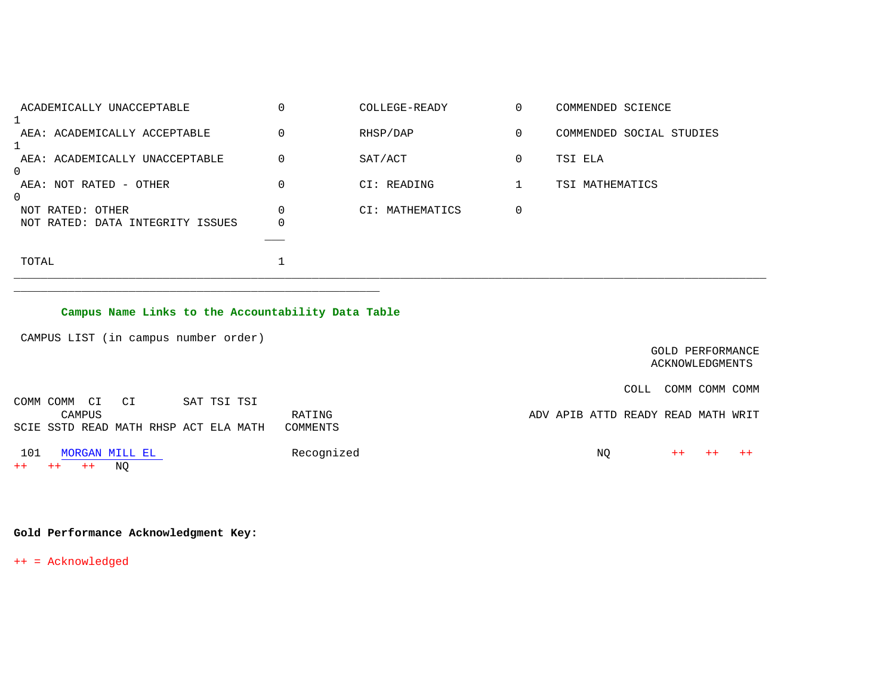| Rating | Count |
|---|---|
| ACADEMICALLY UNACCEPTABLE | 0 |
| AEA: ACADEMICALLY ACCEPTABLE | 0 |
| AEA: ACADEMICALLY UNACCEPTABLE | 0 |
| AEA: NOT RATED - OTHER | 0 |
| NOT RATED: OTHER | 0 |
| NOT RATED: DATA INTEGRITY ISSUES | 0 |
| TOTAL | 1 |

| Gold Performance Acknowledgment | Count |
|---|---|
| COLLEGE-READY | 0 |
| RHSP/DAP | 0 |
| SAT/ACT | 0 |
| CI: READING | 1 |
| CI: MATHEMATICS | 0 |
| COMMENDED SCIENCE | 1 |
| COMMENDED SOCIAL STUDIES | 1 |
| TSI ELA | 0 |
| TSI MATHEMATICS | 0 |

**Campus Name Links to the Accountability Data Table**

CAMPUS LIST (in campus number order)

| | | | GOLD PERFORMANCE ACKNOWLEDGMENTS | | | | | | | | | | | | | | |
|---|---|---|---|---|---|---|---|---|---|---|---|---|---|---|---|---|---|
| CAMPUS | RATING | COMMENTS | ADV | APIB | ATTD | COLL READY | COMM READ | COMM MATH | COMM WRIT | COMM SCIE | COMM SSTD | CI READ | CI MATH | RHSP | SAT ACT | TSI ELA | TSI MATH |
| 101 MORGAN MILL EL | Recognized | | | | NQ | | ++ | ++ | ++ | ++ | ++ | ++ | NQ | | | | |

**Gold Performance Acknowledgment Key:**

++ = Acknowledged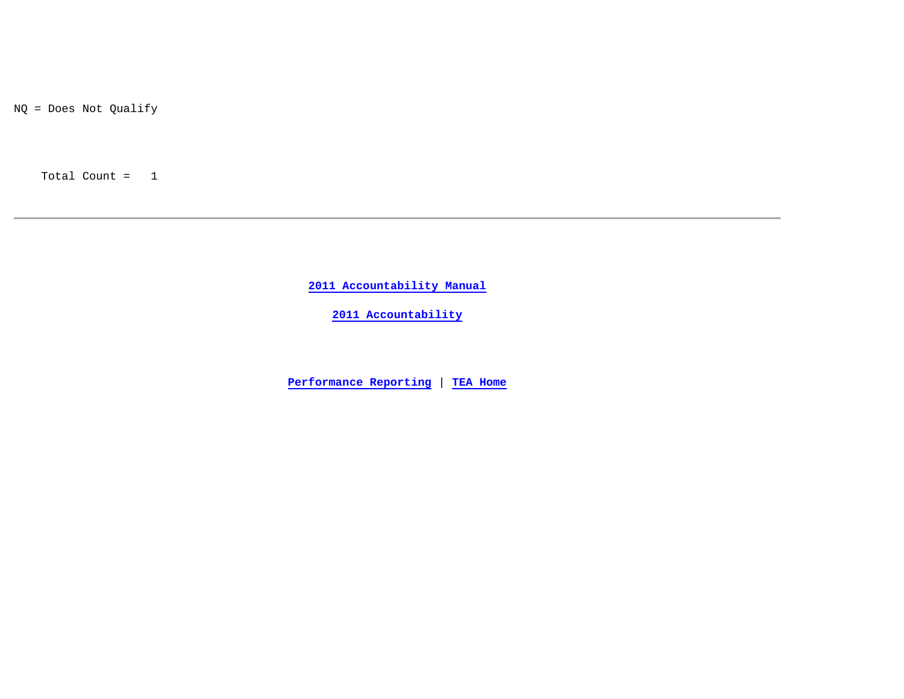NQ = Does Not Qualify

Total Count = 1

---

**2011 Accountability Manual**

**2011 Accountability**

**Performance Reporting** | **TEA Home**